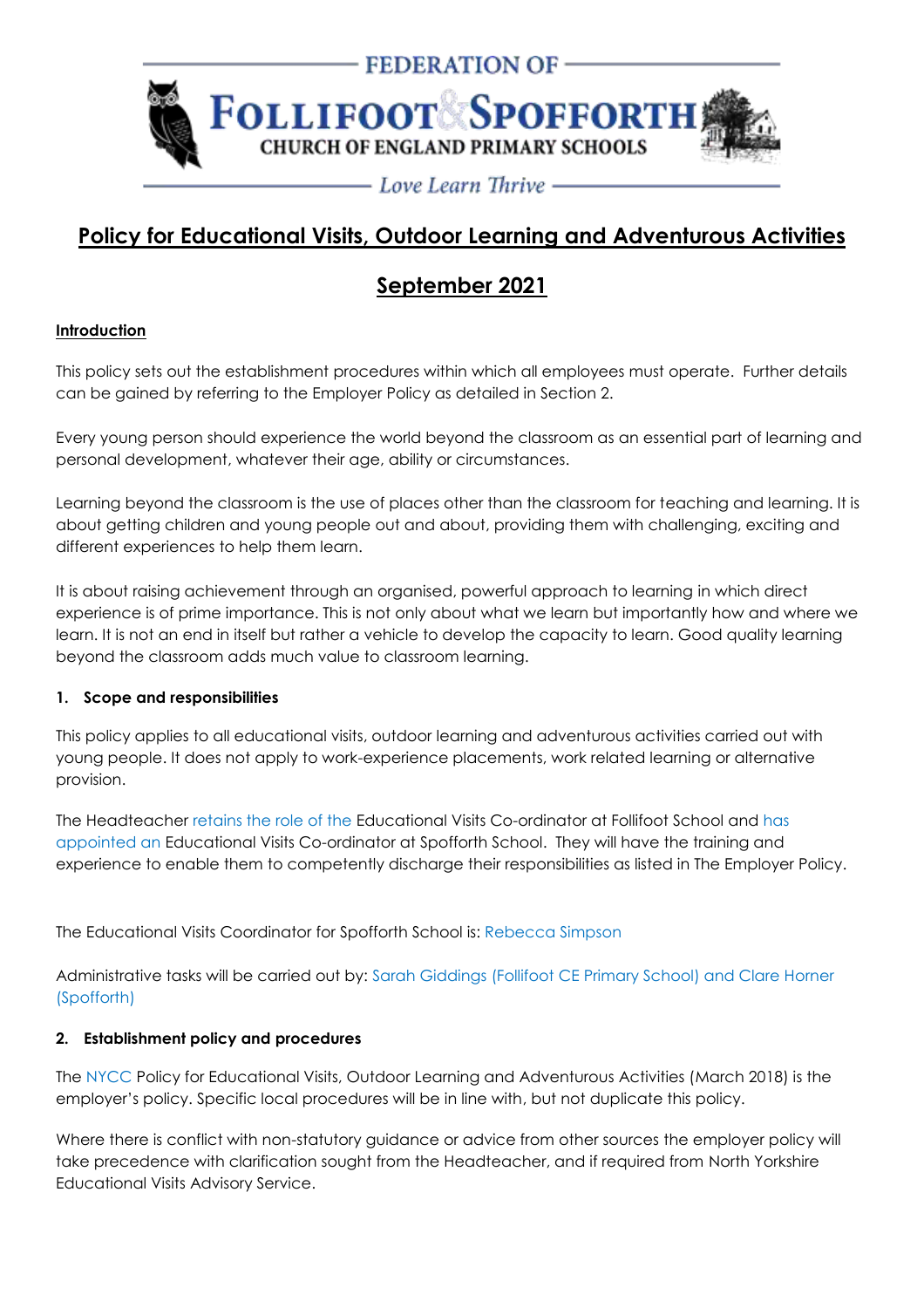FEDERATION OF

FOLLIFOOT & SPOFFORTH

CHURCH OF ENGLAND PRIMARY SCHOOLS

*Love Learn Thrive*

# Policy for Educational Visits, Outdoor Learning and Adventurous Activities

## September 2021

### Introduction

This policy sets out the establishment procedures within which all employees must operate. Further details can be gained by referring to the Employer Policy as detailed in Section 2.

Every young person should experience the world beyond the classroom as an essential part of learning and personal development, whatever their age, ability or circumstances.

Learning beyond the classroom is the use of places other than the classroom for teaching and learning. It is about getting children and young people out and about, providing them with challenging, exciting and different experiences to help them learn.

It is about raising achievement through an organised, powerful approach to learning in which direct experience is of prime importance. This is not only about what we learn but importantly how and where we learn. It is not an end in itself but rather a vehicle to develop the capacity to learn. Good quality learning beyond the classroom adds much value to classroom learning.

### 1. Scope and responsibilities

This policy applies to all educational visits, outdoor learning and adventurous activities carried out with young people. It does not apply to work-experience placements, work related learning or alternative provision.

The Headteacher retains the role of the Educational Visits Co-ordinator at Follifoot School and has appointed an Educational Visits Co-ordinator at Spofforth School. They will have the training and experience to enable them to competently discharge their responsibilities as listed in The Employer Policy.

The Educational Visits Coordinator for Spofforth School is: Rebecca Simpson

Administrative tasks will be carried out by: Sarah Giddings (Follifoot CE Primary School) and Clare Horner (Spofforth)

### 2. Establishment policy and procedures

The NYCC Policy for Educational Visits, Outdoor Learning and Adventurous Activities (March 2018) is the employer's policy. Specific local procedures will be in line with, but not duplicate this policy.

Where there is conflict with non-statutory guidance or advice from other sources the employer policy will take precedence with clarification sought from the Headteacher, and if required from North Yorkshire Educational Visits Advisory Service.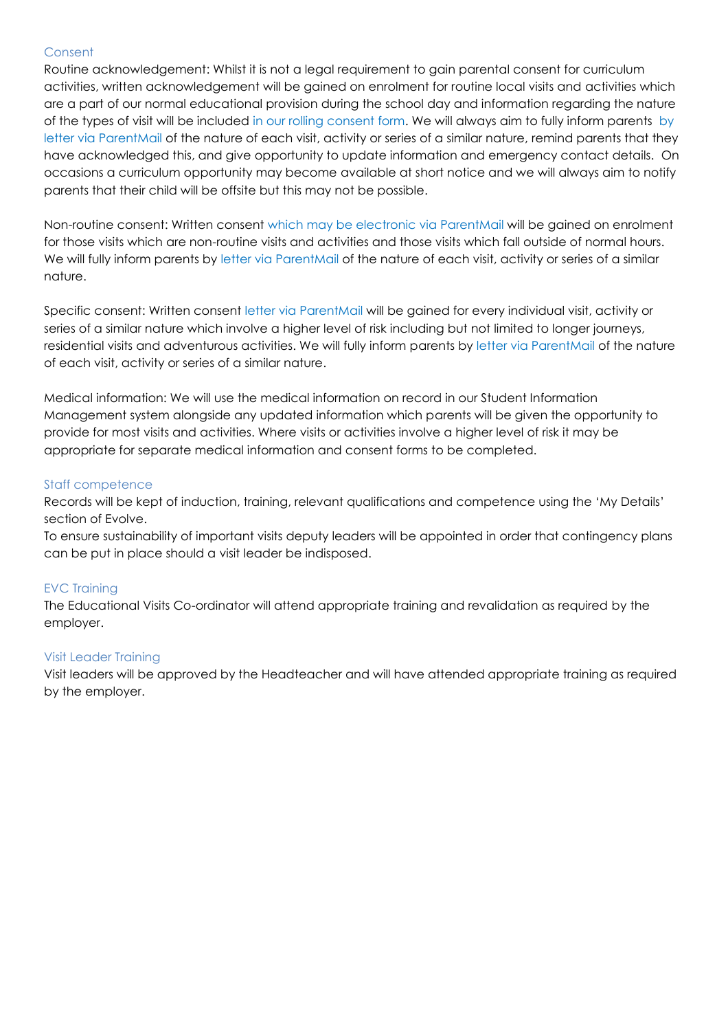## Consent

Routine acknowledgement: Whilst it is not a legal requirement to gain parental consent for curriculum activities, written acknowledgement will be gained on enrolment for routine local visits and activities which are a part of our normal educational provision during the school day and information regarding the nature of the types of visit will be included in our rolling consent form. We will always aim to fully inform parents by letter via ParentMail of the nature of each visit, activity or series of a similar nature, remind parents that they have acknowledged this, and give opportunity to update information and emergency contact details. On occasions a curriculum opportunity may become available at short notice and we will always aim to notify parents that their child will be offsite but this may not be possible.

Non-routine consent: Written consent which may be electronic via ParentMail will be gained on enrolment for those visits which are non-routine visits and activities and those visits which fall outside of normal hours. We will fully inform parents by letter via ParentMail of the nature of each visit, activity or series of a similar nature.

Specific consent: Written consent letter via ParentMail will be gained for every individual visit, activity or series of a similar nature which involve a higher level of risk including but not limited to longer journeys, residential visits and adventurous activities. We will fully inform parents by letter via ParentMail of the nature of each visit, activity or series of a similar nature.

Medical information: We will use the medical information on record in our Student Information Management system alongside any updated information which parents will be given the opportunity to provide for most visits and activities. Where visits or activities involve a higher level of risk it may be appropriate for separate medical information and consent forms to be completed.

## Staff competence

Records will be kept of induction, training, relevant qualifications and competence using the 'My Details' section of Evolve.
To ensure sustainability of important visits deputy leaders will be appointed in order that contingency plans can be put in place should a visit leader be indisposed.

## EVC Training

The Educational Visits Co-ordinator will attend appropriate training and revalidation as required by the employer.

## Visit Leader Training

Visit leaders will be approved by the Headteacher and will have attended appropriate training as required by the employer.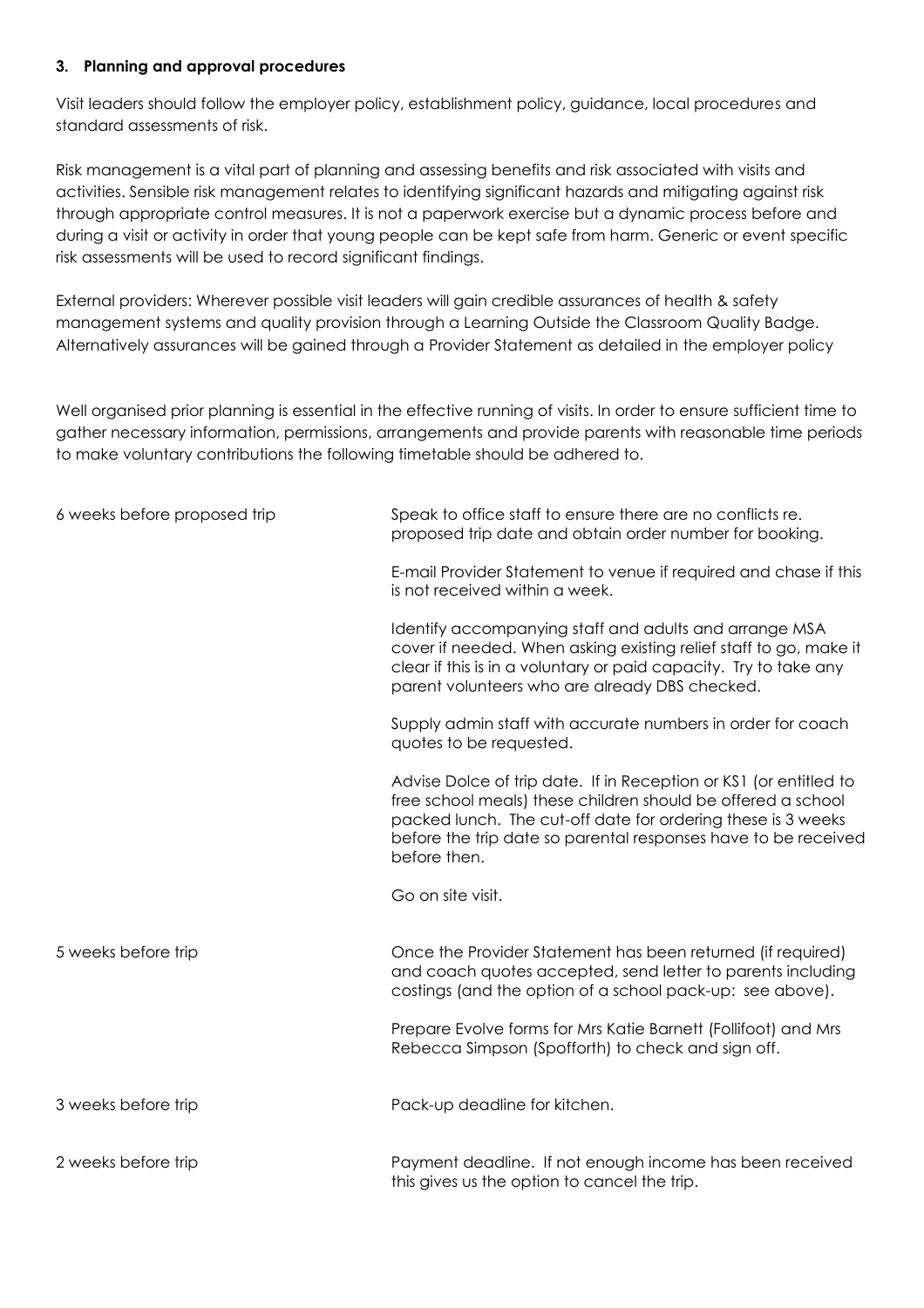### 3. Planning and approval procedures

Visit leaders should follow the employer policy, establishment policy, guidance, local procedures and standard assessments of risk.

Risk management is a vital part of planning and assessing benefits and risk associated with visits and activities. Sensible risk management relates to identifying significant hazards and mitigating against risk through appropriate control measures. It is not a paperwork exercise but a dynamic process before and during a visit or activity in order that young people can be kept safe from harm. Generic or event specific risk assessments will be used to record significant findings.

External providers: Wherever possible visit leaders will gain credible assurances of health & safety management systems and quality provision through a Learning Outside the Classroom Quality Badge. Alternatively assurances will be gained through a Provider Statement as detailed in the employer policy

Well organised prior planning is essential in the effective running of visits. In order to ensure sufficient time to gather necessary information, permissions, arrangements and provide parents with reasonable time periods to make voluntary contributions the following timetable should be adhered to.

| | |
|---|---|
| 6 weeks before proposed trip | Speak to office staff to ensure there are no conflicts re. proposed trip date and obtain order number for booking. |
| | E-mail Provider Statement to venue if required and chase if this is not received within a week. |
| | Identify accompanying staff and adults and arrange MSA cover if needed. When asking existing relief staff to go, make it clear if this is in a voluntary or paid capacity. Try to take any parent volunteers who are already DBS checked. |
| | Supply admin staff with accurate numbers in order for coach quotes to be requested. |
| | Advise Dolce of trip date. If in Reception or KS1 (or entitled to free school meals) these children should be offered a school packed lunch. The cut-off date for ordering these is 3 weeks before the trip date so parental responses have to be received before then. |
| | Go on site visit. |
| 5 weeks before trip | Once the Provider Statement has been returned (if required) and coach quotes accepted, send letter to parents including costings (and the option of a school pack-up: see above). |
| | Prepare Evolve forms for Mrs Katie Barnett (Follifoot) and Mrs Rebecca Simpson (Spofforth) to check and sign off. |
| 3 weeks before trip | Pack-up deadline for kitchen. |
| 2 weeks before trip | Payment deadline. If not enough income has been received this gives us the option to cancel the trip. |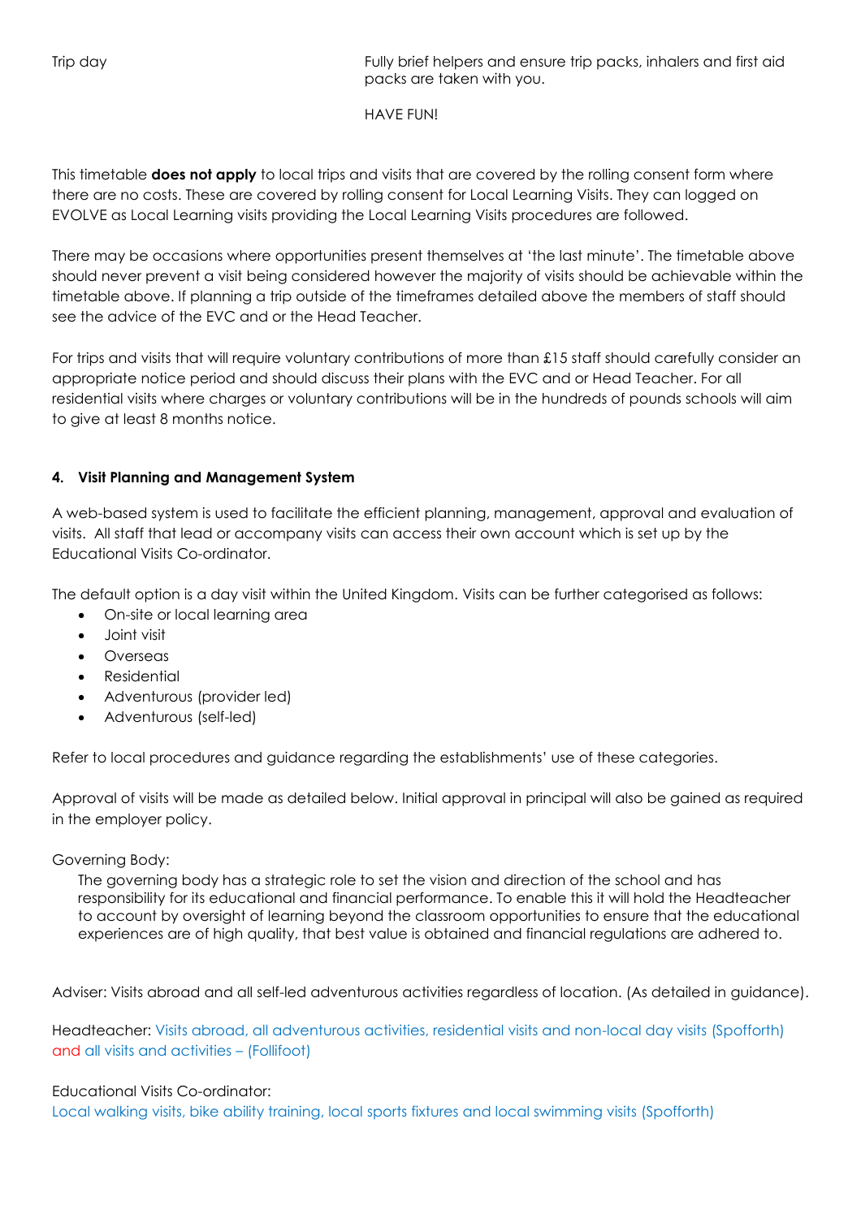| | |
|---|---|
| Trip day | Fully brief helpers and ensure trip packs, inhalers and first aid packs are taken with you.<br><br>HAVE FUN! |

This timetable **does not apply** to local trips and visits that are covered by the rolling consent form where there are no costs. These are covered by rolling consent for Local Learning Visits. They can logged on EVOLVE as Local Learning visits providing the Local Learning Visits procedures are followed.

There may be occasions where opportunities present themselves at 'the last minute'. The timetable above should never prevent a visit being considered however the majority of visits should be achievable within the timetable above. If planning a trip outside of the timeframes detailed above the members of staff should see the advice of the EVC and or the Head Teacher.

For trips and visits that will require voluntary contributions of more than £15 staff should carefully consider an appropriate notice period and should discuss their plans with the EVC and or Head Teacher. For all residential visits where charges or voluntary contributions will be in the hundreds of pounds schools will aim to give at least 8 months notice.

**4. Visit Planning and Management System**

A web-based system is used to facilitate the efficient planning, management, approval and evaluation of visits. All staff that lead or accompany visits can access their own account which is set up by the Educational Visits Co-ordinator.

The default option is a day visit within the United Kingdom. Visits can be further categorised as follows:

- On-site or local learning area
- Joint visit
- Overseas
- Residential
- Adventurous (provider led)
- Adventurous (self-led)

Refer to local procedures and guidance regarding the establishments' use of these categories.

Approval of visits will be made as detailed below. Initial approval in principal will also be gained as required in the employer policy.

Governing Body:

The governing body has a strategic role to set the vision and direction of the school and has responsibility for its educational and financial performance. To enable this it will hold the Headteacher to account by oversight of learning beyond the classroom opportunities to ensure that the educational experiences are of high quality, that best value is obtained and financial regulations are adhered to.

Adviser: Visits abroad and all self-led adventurous activities regardless of location. (As detailed in guidance).

Headteacher: Visits abroad, all adventurous activities, residential visits and non-local day visits (Spofforth) and all visits and activities – (Follifoot)

Educational Visits Co-ordinator:
Local walking visits, bike ability training, local sports fixtures and local swimming visits (Spofforth)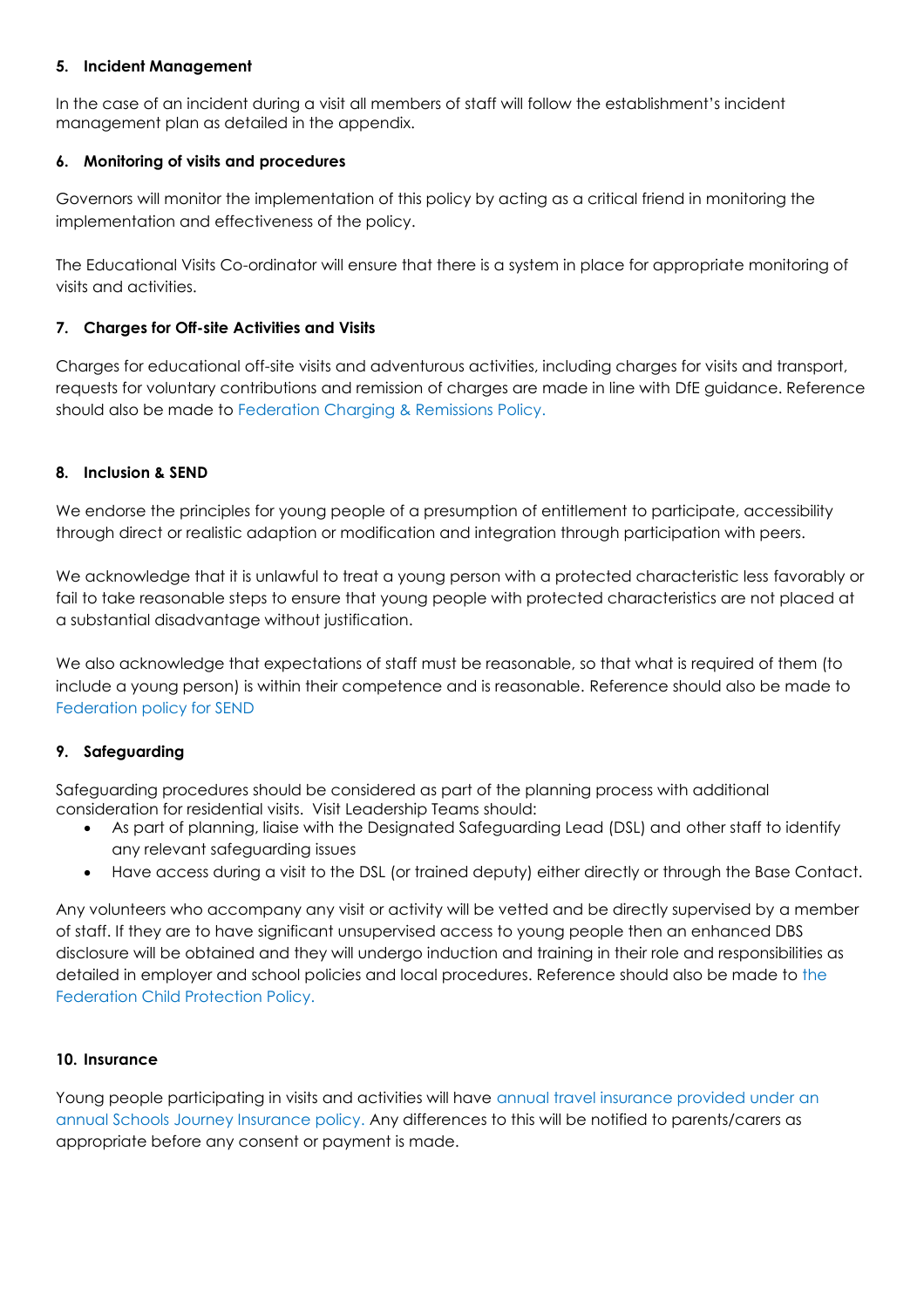#### 5. Incident Management

In the case of an incident during a visit all members of staff will follow the establishment's incident management plan as detailed in the appendix.

#### 6. Monitoring of visits and procedures

Governors will monitor the implementation of this policy by acting as a critical friend in monitoring the implementation and effectiveness of the policy.

The Educational Visits Co-ordinator will ensure that there is a system in place for appropriate monitoring of visits and activities.

#### 7. Charges for Off-site Activities and Visits

Charges for educational off-site visits and adventurous activities, including charges for visits and transport, requests for voluntary contributions and remission of charges are made in line with DfE guidance. Reference should also be made to Federation Charging & Remissions Policy.

#### 8. Inclusion & SEND

We endorse the principles for young people of a presumption of entitlement to participate, accessibility through direct or realistic adaption or modification and integration through participation with peers.

We acknowledge that it is unlawful to treat a young person with a protected characteristic less favorably or fail to take reasonable steps to ensure that young people with protected characteristics are not placed at a substantial disadvantage without justification.

We also acknowledge that expectations of staff must be reasonable, so that what is required of them (to include a young person) is within their competence and is reasonable. Reference should also be made to Federation policy for SEND

#### 9. Safeguarding

Safeguarding procedures should be considered as part of the planning process with additional consideration for residential visits. Visit Leadership Teams should:

- As part of planning, liaise with the Designated Safeguarding Lead (DSL) and other staff to identify any relevant safeguarding issues
- Have access during a visit to the DSL (or trained deputy) either directly or through the Base Contact.

Any volunteers who accompany any visit or activity will be vetted and be directly supervised by a member of staff. If they are to have significant unsupervised access to young people then an enhanced DBS disclosure will be obtained and they will undergo induction and training in their role and responsibilities as detailed in employer and school policies and local procedures. Reference should also be made to the Federation Child Protection Policy.

#### 10. Insurance

Young people participating in visits and activities will have annual travel insurance provided under an annual Schools Journey Insurance policy. Any differences to this will be notified to parents/carers as appropriate before any consent or payment is made.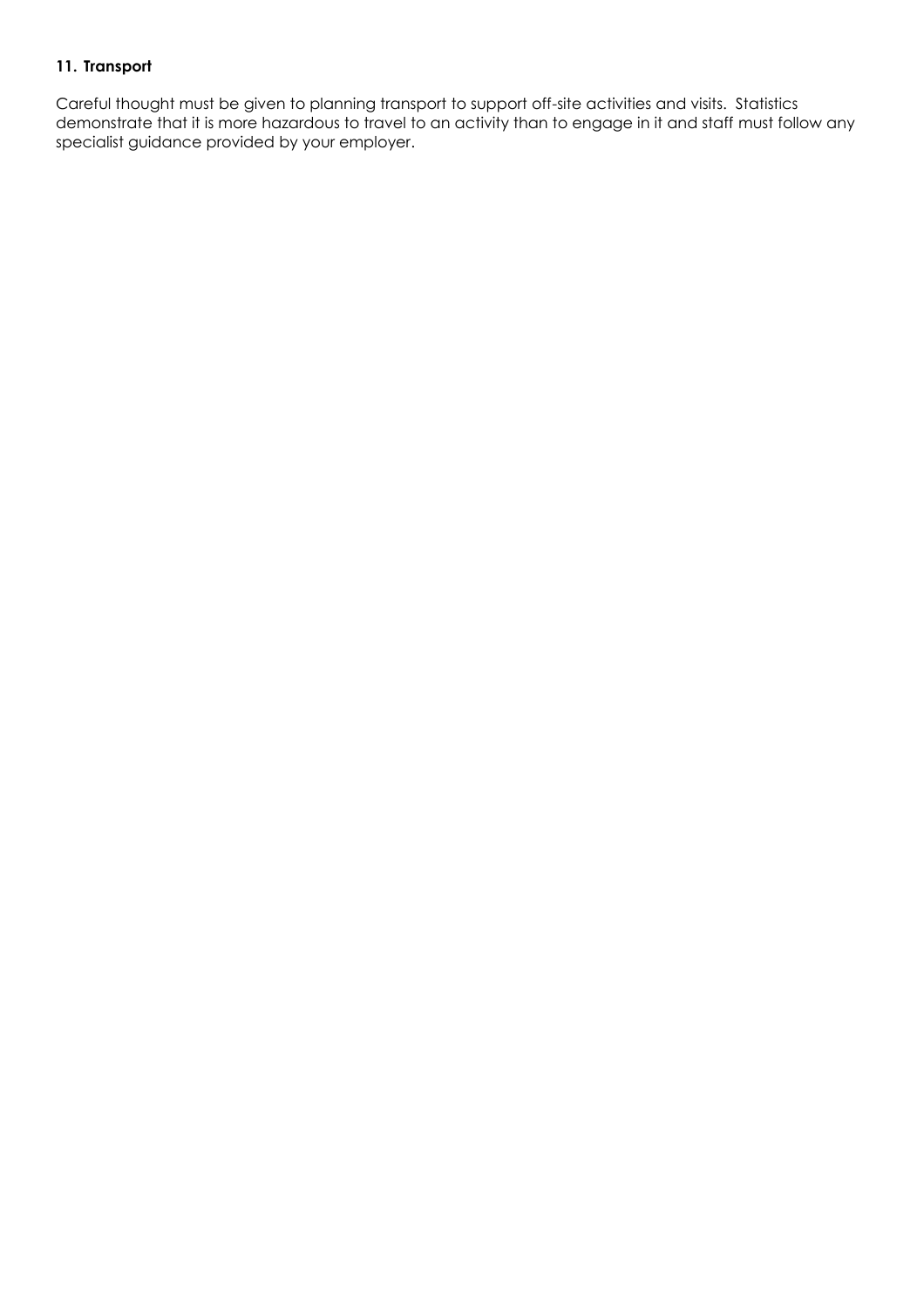**11. Transport**

Careful thought must be given to planning transport to support off-site activities and visits. Statistics demonstrate that it is more hazardous to travel to an activity than to engage in it and staff must follow any specialist guidance provided by your employer.